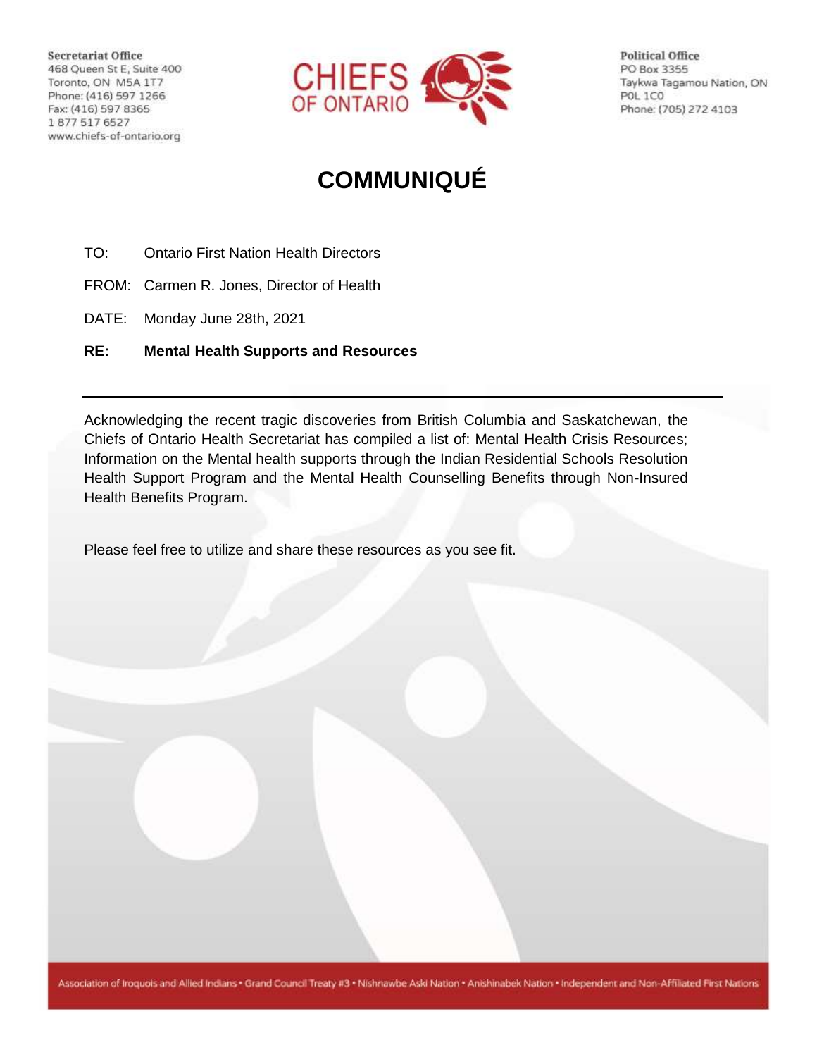Secretariat Office
468 Queen St E, Suite 400
Toronto, ON M5A 1T7
Phone: (416) 597 1266
Fax: (416) 597 8365
1 877 517 6527
www.chiefs-of-ontario.org

CHIEFS OF ONTARIO

Political Office
PO Box 3355
Taykwa Tagamou Nation, ON
P0L 1C0
Phone: (705) 272 4103

# COMMUNIQUÉ

TO: Ontario First Nation Health Directors

FROM: Carmen R. Jones, Director of Health

DATE: Monday June 28th, 2021

**RE: Mental Health Supports and Resources**

---

Acknowledging the recent tragic discoveries from British Columbia and Saskatchewan, the Chiefs of Ontario Health Secretariat has compiled a list of: Mental Health Crisis Resources; Information on the Mental health supports through the Indian Residential Schools Resolution Health Support Program and the Mental Health Counselling Benefits through Non-Insured Health Benefits Program.

Please feel free to utilize and share these resources as you see fit.

Association of Iroquois and Allied Indians • Grand Council Treaty #3 • Nishnawbe Aski Nation • Anishinabek Nation • Independent and Non-Affiliated First Nations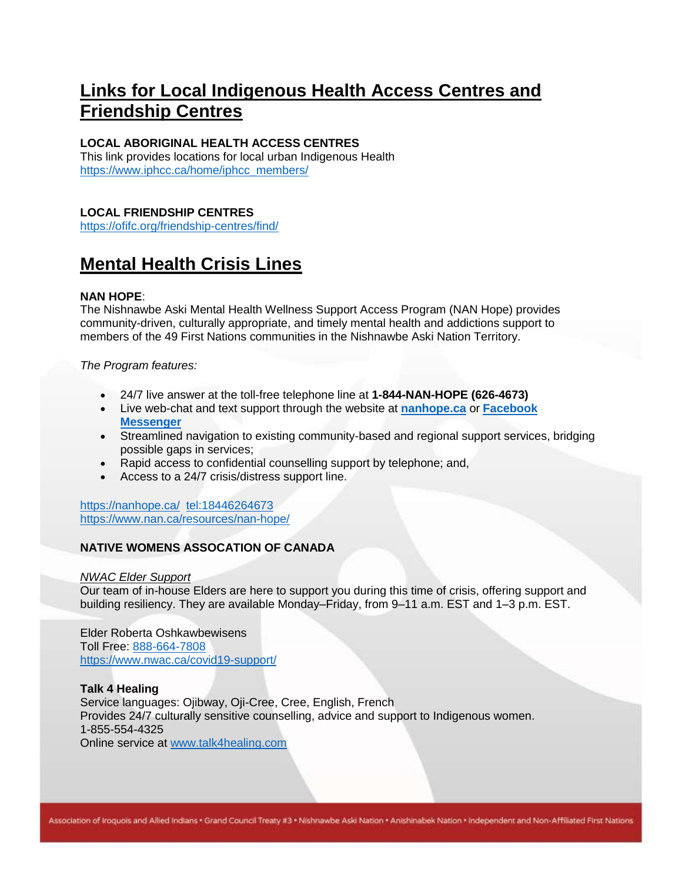## Links for Local Indigenous Health Access Centres and Friendship Centres

**LOCAL ABORIGINAL HEALTH ACCESS CENTRES**
This link provides locations for local urban Indigenous Health
https://www.iphcc.ca/home/iphcc_members/

**LOCAL FRIENDSHIP CENTRES**
https://ofifc.org/friendship-centres/find/

## Mental Health Crisis Lines

**NAN HOPE**:
The Nishnawbe Aski Mental Health Wellness Support Access Program (NAN Hope) provides community-driven, culturally appropriate, and timely mental health and addictions support to members of the 49 First Nations communities in the Nishnawbe Aski Nation Territory.

*The Program features:*

- 24/7 live answer at the toll-free telephone line at **1-844-NAN-HOPE (626-4673)**
- Live web-chat and text support through the website at **nanhope.ca** or **Facebook Messenger**
- Streamlined navigation to existing community-based and regional support services, bridging possible gaps in services;
- Rapid access to confidential counselling support by telephone; and,
- Access to a 24/7 crisis/distress support line.

https://nanhope.ca/ tel:18446264673
https://www.nan.ca/resources/nan-hope/

**NATIVE WOMENS ASSOCATION OF CANADA**

*NWAC Elder Support*
Our team of in-house Elders are here to support you during this time of crisis, offering support and building resiliency. They are available Monday–Friday, from 9–11 a.m. EST and 1–3 p.m. EST.

Elder Roberta Oshkawbewisens
Toll Free: 888-664-7808
https://www.nwac.ca/covid19-support/

**Talk 4 Healing**
Service languages: Ojibway, Oji-Cree, Cree, English, French
Provides 24/7 culturally sensitive counselling, advice and support to Indigenous women.
1-855-554-4325
Online service at www.talk4healing.com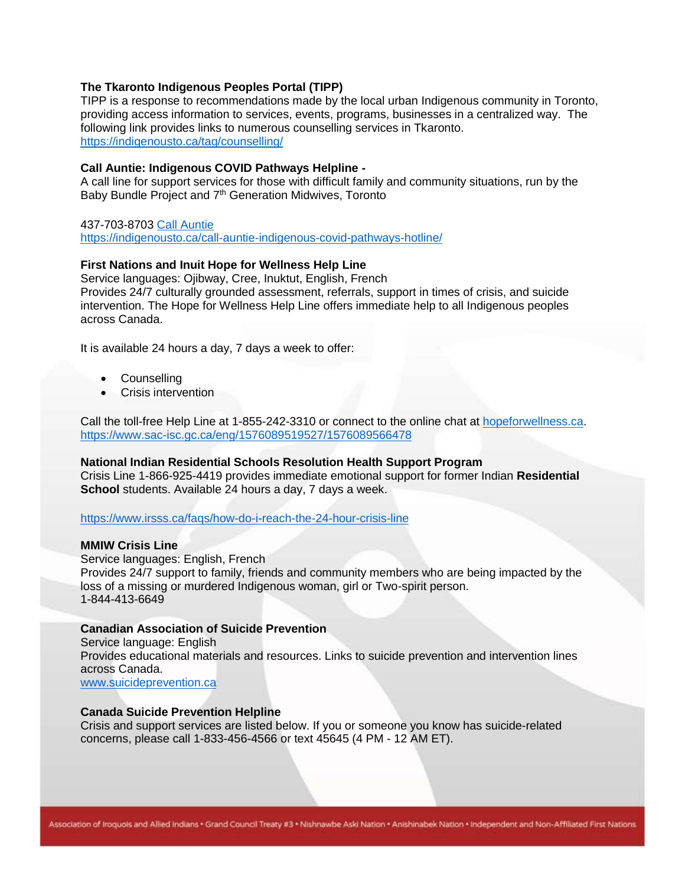**The Tkaronto Indigenous Peoples Portal (TIPP)**
TIPP is a response to recommendations made by the local urban Indigenous community in Toronto, providing access information to services, events, programs, businesses in a centralized way. The following link provides links to numerous counselling services in Tkaronto.
https://indigenousto.ca/tag/counselling/

**Call Auntie: Indigenous COVID Pathways Helpline -**
A call line for support services for those with difficult family and community situations, run by the Baby Bundle Project and 7th Generation Midwives, Toronto

437-703-8703 Call Auntie
https://indigenousto.ca/call-auntie-indigenous-covid-pathways-hotline/

**First Nations and Inuit Hope for Wellness Help Line**
Service languages: Ojibway, Cree, Inuktut, English, French
Provides 24/7 culturally grounded assessment, referrals, support in times of crisis, and suicide intervention. The Hope for Wellness Help Line offers immediate help to all Indigenous peoples across Canada.

It is available 24 hours a day, 7 days a week to offer:

- Counselling
- Crisis intervention

Call the toll-free Help Line at 1-855-242-3310 or connect to the online chat at hopeforwellness.ca.
https://www.sac-isc.gc.ca/eng/1576089519527/1576089566478

**National Indian Residential Schools Resolution Health Support Program**
Crisis Line 1-866-925-4419 provides immediate emotional support for former Indian **Residential School** students. Available 24 hours a day, 7 days a week.

https://www.irsss.ca/faqs/how-do-i-reach-the-24-hour-crisis-line

**MMIW Crisis Line**
Service languages: English, French
Provides 24/7 support to family, friends and community members who are being impacted by the loss of a missing or murdered Indigenous woman, girl or Two-spirit person.
1-844-413-6649

**Canadian Association of Suicide Prevention**
Service language: English
Provides educational materials and resources. Links to suicide prevention and intervention lines across Canada.
www.suicideprevention.ca

**Canada Suicide Prevention Helpline**
Crisis and support services are listed below. If you or someone you know has suicide-related concerns, please call 1-833-456-4566 or text 45645 (4 PM - 12 AM ET).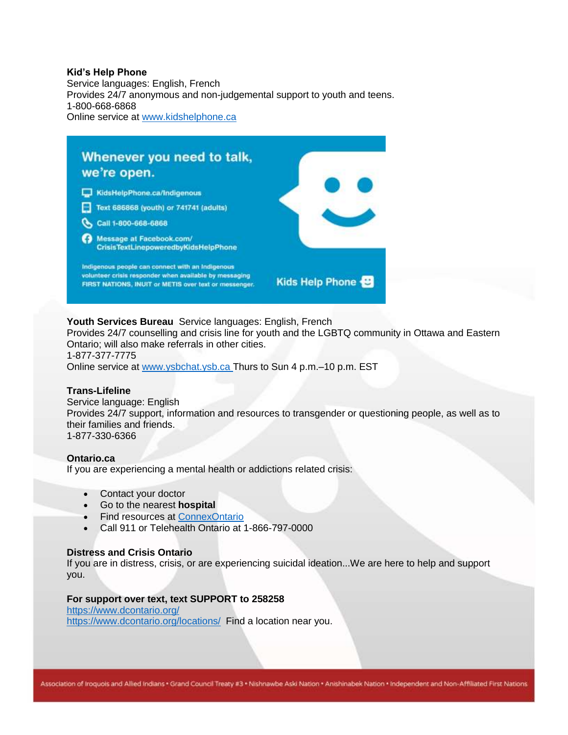**Kid's Help Phone**
Service languages: English, French
Provides 24/7 anonymous and non-judgemental support to youth and teens.
1-800-668-6868
Online service at [www.kidshelphone.ca](http://www.kidshelphone.ca)

Whenever you need to talk, we're open.

- KidsHelpPhone.ca/Indigenous
- Text 686868 (youth) or 741741 (adults)
- Call 1-800-668-6868
- Message at Facebook.com/CrisisTextLinepoweredbyKidsHelpPhone

Indigenous people can connect with an Indigenous volunteer crisis responder when available by messaging FIRST NATIONS, INUIT or METIS over text or messenger.

Kids Help Phone

**Youth Services Bureau** Service languages: English, French
Provides 24/7 counselling and crisis line for youth and the LGBTQ community in Ottawa and Eastern Ontario; will also make referrals in other cities.
1-877-377-7775
Online service at [www.ysbchat.ysb.ca](http://www.ysbchat.ysb.ca) Thurs to Sun 4 p.m.–10 p.m. EST

**Trans-Lifeline**
Service language: English
Provides 24/7 support, information and resources to transgender or questioning people, as well as to their families and friends.
1-877-330-6366

**Ontario.ca**
If you are experiencing a mental health or addictions related crisis:

- Contact your doctor
- Go to the nearest **hospital**
- Find resources at ConnexOntario
- Call 911 or Telehealth Ontario at 1-866-797-0000

**Distress and Crisis Ontario**
If you are in distress, crisis, or are experiencing suicidal ideation...We are here to help and support you.

**For support over text, text SUPPORT to 258258**
https://www.dcontario.org/
https://www.dcontario.org/locations/ Find a location near you.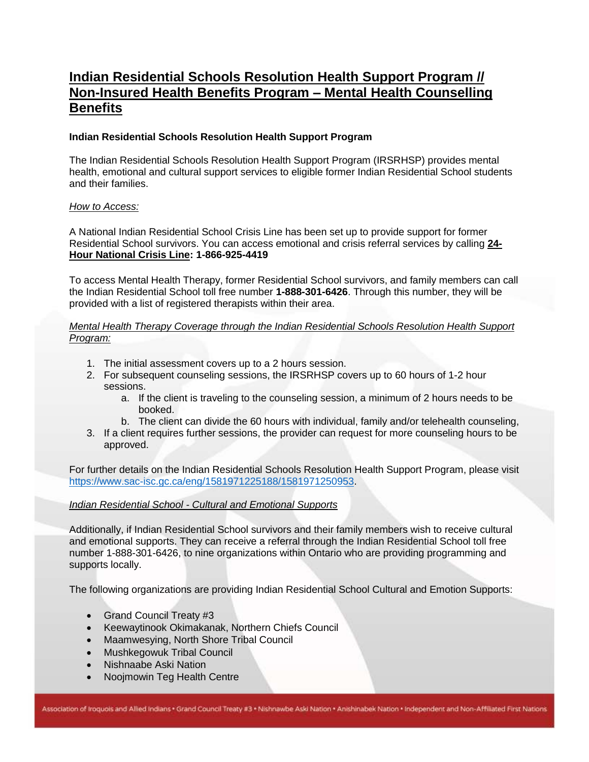# Indian Residential Schools Resolution Health Support Program // Non-Insured Health Benefits Program – Mental Health Counselling Benefits

**Indian Residential Schools Resolution Health Support Program**

The Indian Residential Schools Resolution Health Support Program (IRSRHSP) provides mental health, emotional and cultural support services to eligible former Indian Residential School students and their families.

*How to Access:*

A National Indian Residential School Crisis Line has been set up to provide support for former Residential School survivors. You can access emotional and crisis referral services by calling **24-Hour National Crisis Line: 1-866-925-4419**

To access Mental Health Therapy, former Residential School survivors, and family members can call the Indian Residential School toll free number **1-888-301-6426**. Through this number, they will be provided with a list of registered therapists within their area.

*Mental Health Therapy Coverage through the Indian Residential Schools Resolution Health Support Program:*

1. The initial assessment covers up to a 2 hours session.
2. For subsequent counseling sessions, the IRSRHSP covers up to 60 hours of 1-2 hour sessions.
   a. If the client is traveling to the counseling session, a minimum of 2 hours needs to be booked.
   b. The client can divide the 60 hours with individual, family and/or telehealth counseling,
3. If a client requires further sessions, the provider can request for more counseling hours to be approved.

For further details on the Indian Residential Schools Resolution Health Support Program, please visit https://www.sac-isc.gc.ca/eng/1581971225188/1581971250953.

*Indian Residential School - Cultural and Emotional Supports*

Additionally, if Indian Residential School survivors and their family members wish to receive cultural and emotional supports. They can receive a referral through the Indian Residential School toll free number 1-888-301-6426, to nine organizations within Ontario who are providing programming and supports locally.

The following organizations are providing Indian Residential School Cultural and Emotion Supports:

- Grand Council Treaty #3
- Keewaytinook Okimakanak, Northern Chiefs Council
- Maamwesying, North Shore Tribal Council
- Mushkegowuk Tribal Council
- Nishnaabe Aski Nation
- Noojmowin Teg Health Centre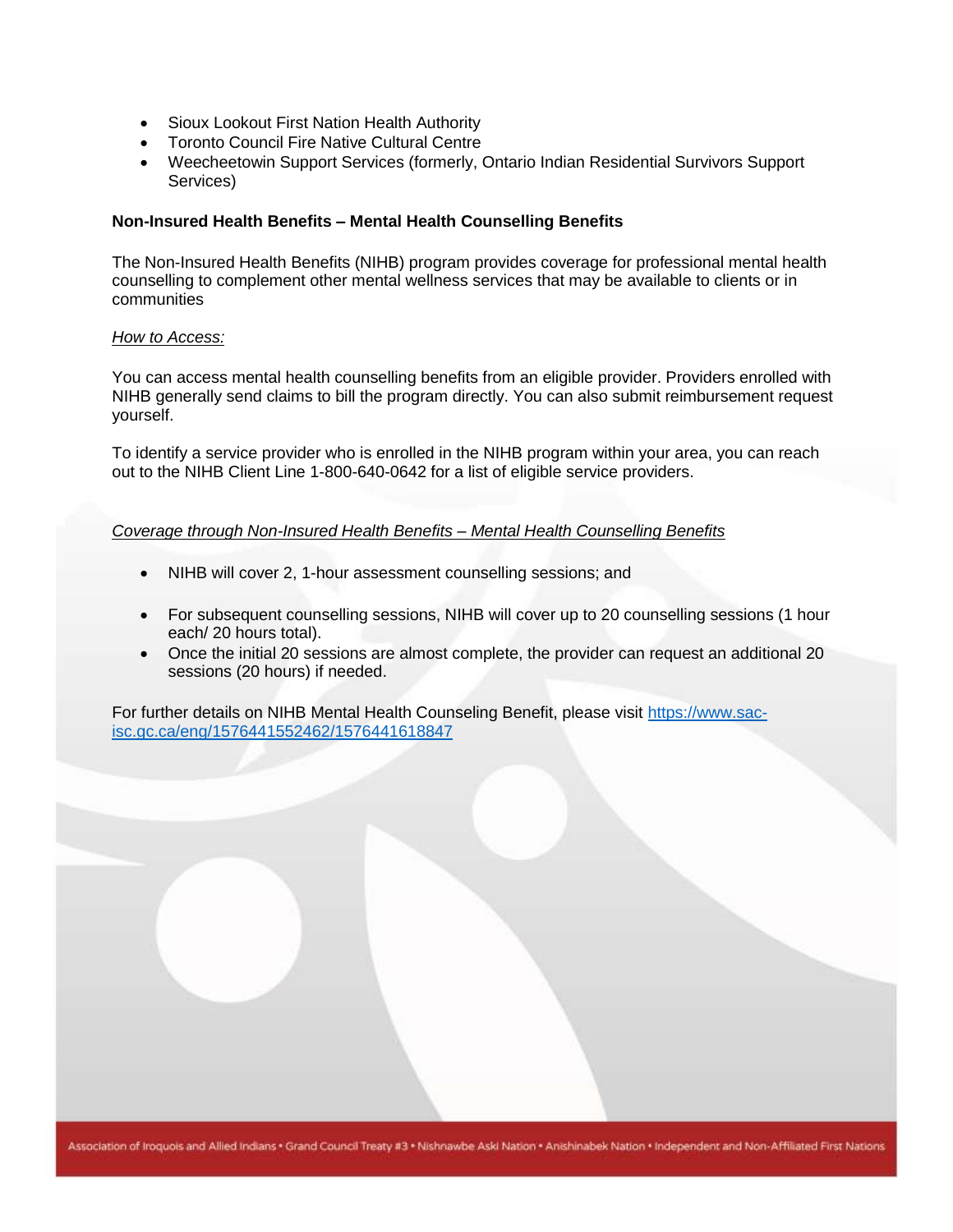- Sioux Lookout First Nation Health Authority
- Toronto Council Fire Native Cultural Centre
- Weecheetowin Support Services (formerly, Ontario Indian Residential Survivors Support Services)

**Non-Insured Health Benefits – Mental Health Counselling Benefits**

The Non-Insured Health Benefits (NIHB) program provides coverage for professional mental health counselling to complement other mental wellness services that may be available to clients or in communities

*How to Access:*

You can access mental health counselling benefits from an eligible provider. Providers enrolled with NIHB generally send claims to bill the program directly. You can also submit reimbursement request yourself.

To identify a service provider who is enrolled in the NIHB program within your area, you can reach out to the NIHB Client Line 1-800-640-0642 for a list of eligible service providers.

*Coverage through Non-Insured Health Benefits – Mental Health Counselling Benefits*

- NIHB will cover 2, 1-hour assessment counselling sessions; and
- For subsequent counselling sessions, NIHB will cover up to 20 counselling sessions (1 hour each/ 20 hours total).
- Once the initial 20 sessions are almost complete, the provider can request an additional 20 sessions (20 hours) if needed.

For further details on NIHB Mental Health Counseling Benefit, please visit https://www.sac-isc.gc.ca/eng/1576441552462/1576441618847